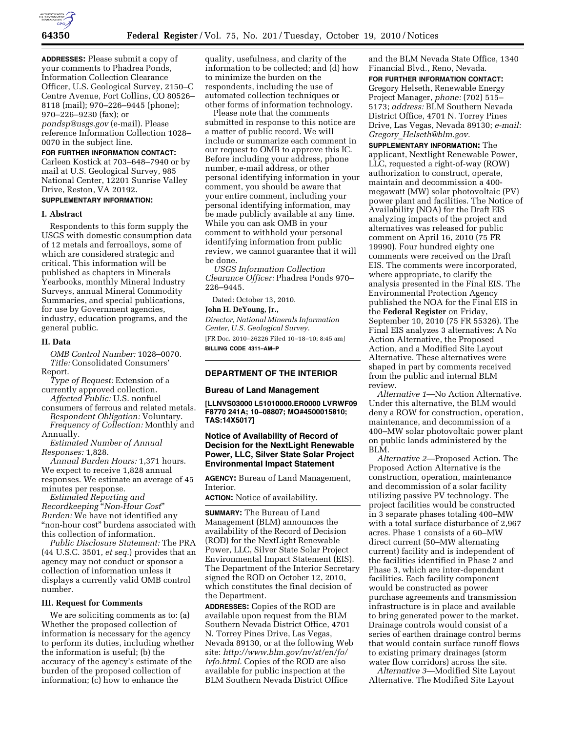**ADDRESSES:** Please submit a copy of your comments to Phadrea Ponds, Information Collection Clearance Officer, U.S. Geological Survey, 2150–C Centre Avenue, Fort Collins, CO 80526–8118 (mail); 970–226–9445 (phone); 970–226–9230 (fax); or *pondsp@usgs.gov* (e-mail). Please reference Information Collection 1028–0070 in the subject line.

**FOR FURTHER INFORMATION CONTACT:** Carleen Kostick at 703–648–7940 or by mail at U.S. Geological Survey, 985 National Center, 12201 Sunrise Valley Drive, Reston, VA 20192.

**SUPPLEMENTARY INFORMATION:**

**I. Abstract**

Respondents to this form supply the USGS with domestic consumption data of 12 metals and ferroalloys, some of which are considered strategic and critical. This information will be published as chapters in Minerals Yearbooks, monthly Mineral Industry Surveys, annual Mineral Commodity Summaries, and special publications, for use by Government agencies, industry, education programs, and the general public.

**II. Data**

*OMB Control Number:* 1028–0070.

*Title:* Consolidated Consumers' Report.

*Type of Request:* Extension of a currently approved collection.

*Affected Public:* U.S. nonfuel consumers of ferrous and related metals.

*Respondent Obligation:* Voluntary.

*Frequency of Collection:* Monthly and Annually.

*Estimated Number of Annual Responses:* 1,828.

*Annual Burden Hours:* 1,371 hours. We expect to receive 1,828 annual responses. We estimate an average of 45 minutes per response.

*Estimated Reporting and Recordkeeping "Non-Hour Cost" Burden:* We have not identified any "non-hour cost" burdens associated with this collection of information.

*Public Disclosure Statement:* The PRA (44 U.S.C. 3501, *et seq.*) provides that an agency may not conduct or sponsor a collection of information unless it displays a currently valid OMB control number.

**III. Request for Comments**

We are soliciting comments as to: (a) Whether the proposed collection of information is necessary for the agency to perform its duties, including whether the information is useful; (b) the accuracy of the agency's estimate of the burden of the proposed collection of information; (c) how to enhance the quality, usefulness, and clarity of the information to be collected; and (d) how to minimize the burden on the respondents, including the use of automated collection techniques or other forms of information technology.

Please note that the comments submitted in response to this notice are a matter of public record. We will include or summarize each comment in our request to OMB to approve this IC. Before including your address, phone number, e-mail address, or other personal identifying information in your comment, you should be aware that your entire comment, including your personal identifying information, may be made publicly available at any time. While you can ask OMB in your comment to withhold your personal identifying information from public review, we cannot guarantee that it will be done.

*USGS Information Collection Clearance Officer:* Phadrea Ponds 970–226–9445.

Dated: October 13, 2010.

**John H. DeYoung, Jr.,**

*Director, National Minerals Information Center, U.S. Geological Survey.*

[FR Doc. 2010–26226 Filed 10–18–10; 8:45 am]

**BILLING CODE 4311–AM–P**

---

## DEPARTMENT OF THE INTERIOR

### Bureau of Land Management

**[LLNVS03000 L51010000.ER0000 LVRWF09 F8770 241A; 10–08807; MO#4500015810; TAS:14X5017]**

### Notice of Availability of Record of Decision for the NextLight Renewable Power, LLC, Silver State Solar Project Environmental Impact Statement

**AGENCY:** Bureau of Land Management, Interior.

**ACTION:** Notice of availability.

**SUMMARY:** The Bureau of Land Management (BLM) announces the availability of the Record of Decision (ROD) for the NextLight Renewable Power, LLC, Silver State Solar Project Environmental Impact Statement (EIS). The Department of the Interior Secretary signed the ROD on October 12, 2010, which constitutes the final decision of the Department.

**ADDRESSES:** Copies of the ROD are available upon request from the BLM Southern Nevada District Office, 4701 N. Torrey Pines Drive, Las Vegas, Nevada 89130, or at the following Web site: *http://www.blm.gov/nv/st/en/fo/lvfo.html.* Copies of the ROD are also available for public inspection at the BLM Southern Nevada District Office and the BLM Nevada State Office, 1340 Financial Blvd., Reno, Nevada.

**FOR FURTHER INFORMATION CONTACT:** Gregory Helseth, Renewable Energy Project Manager, *phone:* (702) 515–5173; *address:* BLM Southern Nevada District Office, 4701 N. Torrey Pines Drive, Las Vegas, Nevada 89130; *e-mail: Gregory_Helseth@blm.gov.*

**SUPPLEMENTARY INFORMATION:** The applicant, Nextlight Renewable Power, LLC, requested a right-of-way (ROW) authorization to construct, operate, maintain and decommission a 400-megawatt (MW) solar photovoltaic (PV) power plant and facilities. The Notice of Availability (NOA) for the Draft EIS analyzing impacts of the project and alternatives was released for public comment on April 16, 2010 (75 FR 19990). Four hundred eighty one comments were received on the Draft EIS. The comments were incorporated, where appropriate, to clarify the analysis presented in the Final EIS. The Environmental Protection Agency published the NOA for the Final EIS in the **Federal Register** on Friday, September 10, 2010 (75 FR 55326). The Final EIS analyzes 3 alternatives: A No Action Alternative, the Proposed Action, and a Modified Site Layout Alternative. These alternatives were shaped in part by comments received from the public and internal BLM review.

*Alternative 1*—No Action Alternative. Under this alternative, the BLM would deny a ROW for construction, operation, maintenance, and decommission of a 400–MW solar photovoltaic power plant on public lands administered by the BLM.

*Alternative 2*—Proposed Action. The Proposed Action Alternative is the construction, operation, maintenance and decommission of a solar facility utilizing passive PV technology. The project facilities would be constructed in 3 separate phases totaling 400–MW with a total surface disturbance of 2,967 acres. Phase 1 consists of a 60–MW direct current (50–MW alternating current) facility and is independent of the facilities identified in Phase 2 and Phase 3, which are inter-dependant facilities. Each facility component would be constructed as power purchase agreements and transmission infrastructure is in place and available to bring generated power to the market. Drainage controls would consist of a series of earthen drainage control berms that would contain surface runoff flows to existing primary drainages (storm water flow corridors) across the site.

*Alternative 3*—Modified Site Layout Alternative. The Modified Site Layout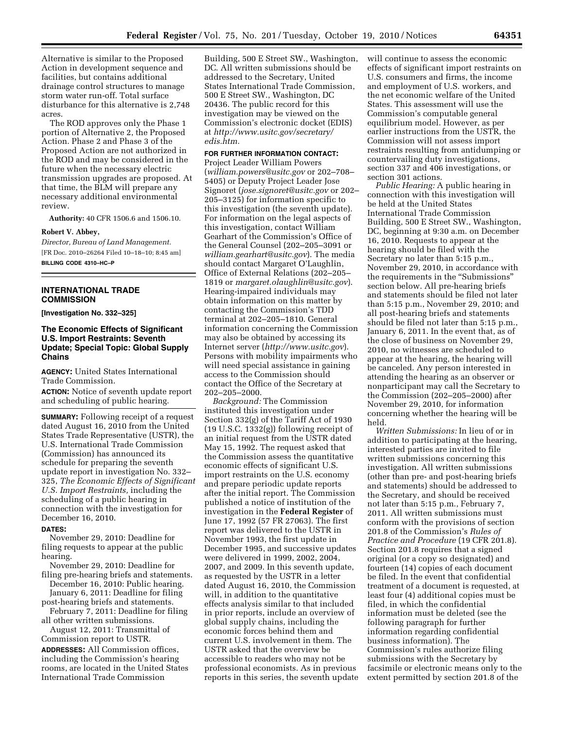Alternative is similar to the Proposed Action in development sequence and facilities, but contains additional drainage control structures to manage storm water run-off. Total surface disturbance for this alternative is 2,748 acres.

The ROD approves only the Phase 1 portion of Alternative 2, the Proposed Action. Phase 2 and Phase 3 of the Proposed Action are not authorized in the ROD and may be considered in the future when the necessary electric transmission upgrades are proposed. At that time, the BLM will prepare any necessary additional environmental review.

**Authority:** 40 CFR 1506.6 and 1506.10.

**Robert V. Abbey,**

*Director, Bureau of Land Management.*

[FR Doc. 2010–26264 Filed 10–18–10; 8:45 am]

**BILLING CODE 4310–HC–P**

## INTERNATIONAL TRADE COMMISSION

**[Investigation No. 332–325]**

### The Economic Effects of Significant U.S. Import Restraints: Seventh Update; Special Topic: Global Supply Chains

**AGENCY:** United States International Trade Commission.

**ACTION:** Notice of seventh update report and scheduling of public hearing.

**SUMMARY:** Following receipt of a request dated August 16, 2010 from the United States Trade Representative (USTR), the U.S. International Trade Commission (Commission) has announced its schedule for preparing the seventh update report in investigation No. 332–325, *The Economic Effects of Significant U.S. Import Restraints,* including the scheduling of a public hearing in connection with the investigation for December 16, 2010.

**DATES:**

November 29, 2010: Deadline for filing requests to appear at the public hearing.

November 29, 2010: Deadline for filing pre-hearing briefs and statements.

December 16, 2010: Public hearing.

January 6, 2011: Deadline for filing post-hearing briefs and statements.

February 7, 2011: Deadline for filing all other written submissions.

August 12, 2011: Transmittal of Commission report to USTR.

**ADDRESSES:** All Commission offices, including the Commission's hearing rooms, are located in the United States International Trade Commission Building, 500 E Street SW., Washington, DC. All written submissions should be addressed to the Secretary, United States International Trade Commission, 500 E Street SW., Washington, DC 20436. The public record for this investigation may be viewed on the Commission's electronic docket (EDIS) at *http://www.usitc.gov/secretary/edis.htm.*

**FOR FURTHER INFORMATION CONTACT:** Project Leader William Powers (*william.powers@usitc.gov* or 202–708–5405) or Deputy Project Leader Jose Signoret (*jose.signoret@usitc.gov* or 202–205–3125) for information specific to this investigation (the seventh update). For information on the legal aspects of this investigation, contact William Gearhart of the Commission's Office of the General Counsel (202–205–3091 or *william.gearhart@usitc.gov*). The media should contact Margaret O'Laughlin, Office of External Relations (202–205–1819 or *margaret.olaughlin@usitc.gov*). Hearing-impaired individuals may obtain information on this matter by contacting the Commission's TDD terminal at 202–205–1810. General information concerning the Commission may also be obtained by accessing its Internet server (*http://www.usitc.gov*). Persons with mobility impairments who will need special assistance in gaining access to the Commission should contact the Office of the Secretary at 202–205–2000.

*Background:* The Commission instituted this investigation under Section 332(g) of the Tariff Act of 1930 (19 U.S.C. 1332(g)) following receipt of an initial request from the USTR dated May 15, 1992. The request asked that the Commission assess the quantitative economic effects of significant U.S. import restraints on the U.S. economy and prepare periodic update reports after the initial report. The Commission published a notice of institution of the investigation in the **Federal Register** of June 17, 1992 (57 FR 27063). The first report was delivered to the USTR in November 1993, the first update in December 1995, and successive updates were delivered in 1999, 2002, 2004, 2007, and 2009. In this seventh update, as requested by the USTR in a letter dated August 16, 2010, the Commission will, in addition to the quantitative effects analysis similar to that included in prior reports, include an overview of global supply chains, including the economic forces behind them and current U.S. involvement in them. The USTR asked that the overview be accessible to readers who may not be professional economists. As in previous reports in this series, the seventh update will continue to assess the economic effects of significant import restraints on U.S. consumers and firms, the income and employment of U.S. workers, and the net economic welfare of the United States. This assessment will use the Commission's computable general equilibrium model. However, as per earlier instructions from the USTR, the Commission will not assess import restraints resulting from antidumping or countervailing duty investigations, section 337 and 406 investigations, or section 301 actions.

*Public Hearing:* A public hearing in connection with this investigation will be held at the United States International Trade Commission Building, 500 E Street SW., Washington, DC, beginning at 9:30 a.m. on December 16, 2010. Requests to appear at the hearing should be filed with the Secretary no later than 5:15 p.m., November 29, 2010, in accordance with the requirements in the "Submissions" section below. All pre-hearing briefs and statements should be filed not later than 5:15 p.m., November 29, 2010; and all post-hearing briefs and statements should be filed not later than 5:15 p.m., January 6, 2011. In the event that, as of the close of business on November 29, 2010, no witnesses are scheduled to appear at the hearing, the hearing will be canceled. Any person interested in attending the hearing as an observer or nonparticipant may call the Secretary to the Commission (202–205–2000) after November 29, 2010, for information concerning whether the hearing will be held.

*Written Submissions:* In lieu of or in addition to participating at the hearing, interested parties are invited to file written submissions concerning this investigation. All written submissions (other than pre- and post-hearing briefs and statements) should be addressed to the Secretary, and should be received not later than 5:15 p.m., February 7, 2011. All written submissions must conform with the provisions of section 201.8 of the Commission's *Rules of Practice and Procedure* (19 CFR 201.8). Section 201.8 requires that a signed original (or a copy so designated) and fourteen (14) copies of each document be filed. In the event that confidential treatment of a document is requested, at least four (4) additional copies must be filed, in which the confidential information must be deleted (see the following paragraph for further information regarding confidential business information). The Commission's rules authorize filing submissions with the Secretary by facsimile or electronic means only to the extent permitted by section 201.8 of the